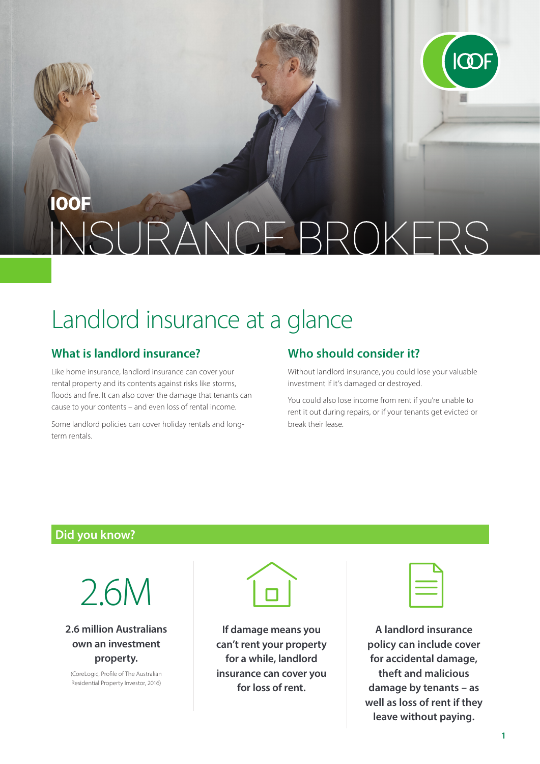IOOF

# INSURANCE BROKERS

## Landlord insurance at a glance

### What is landlord insurance?

Like home insurance, landlord insurance can cover your rental property and its contents against risks like storms, floods and fire. It can also cover the damage that tenants can cause to your contents – and even loss of rental income.

Some landlord policies can cover holiday rentals and long-term rentals.

### Who should consider it?

Without landlord insurance, you could lose your valuable investment if it's damaged or destroyed.

You could also lose income from rent if you're unable to rent it out during repairs, or if your tenants get evicted or break their lease.

### Did you know?

2.6M

**2.6 million Australians own an investment property.**

(CoreLogic, Profile of The Australian Residential Property Investor, 2016)

**If damage means you can't rent your property for a while, landlord insurance can cover you for loss of rent.**

**A landlord insurance policy can include cover for accidental damage, theft and malicious damage by tenants – as well as loss of rent if they leave without paying.**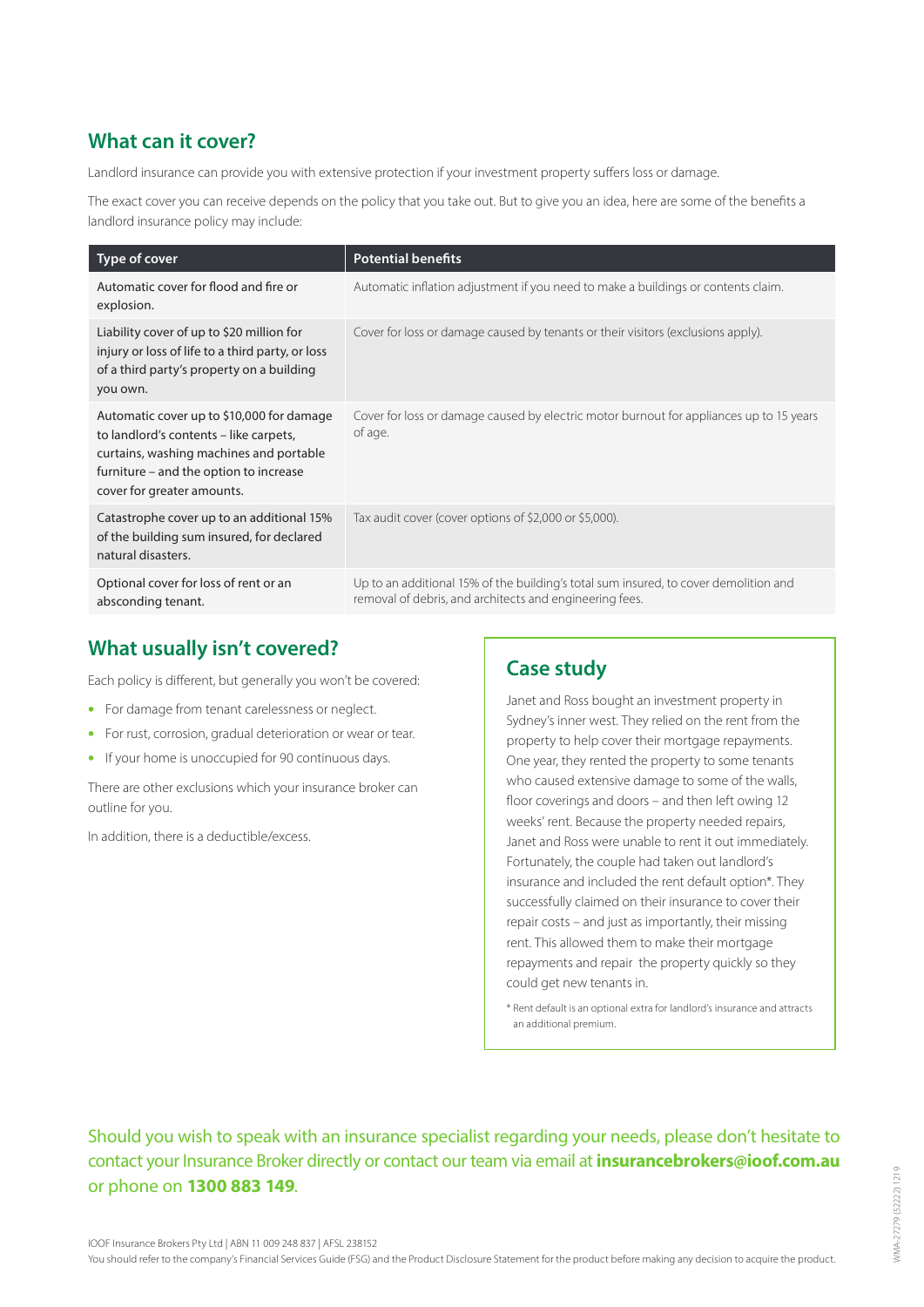## What can it cover?

Landlord insurance can provide you with extensive protection if your investment property suffers loss or damage.

The exact cover you can receive depends on the policy that you take out. But to give you an idea, here are some of the benefits a landlord insurance policy may include:

| Type of cover | Potential benefits |
|---|---|
| Automatic cover for flood and fire or explosion. | Automatic inflation adjustment if you need to make a buildings or contents claim. |
| Liability cover of up to $20 million for injury or loss of life to a third party, or loss of a third party's property on a building you own. | Cover for loss or damage caused by tenants or their visitors (exclusions apply). |
| Automatic cover up to $10,000 for damage to landlord's contents – like carpets, curtains, washing machines and portable furniture – and the option to increase cover for greater amounts. | Cover for loss or damage caused by electric motor burnout for appliances up to 15 years of age. |
| Catastrophe cover up to an additional 15% of the building sum insured, for declared natural disasters. | Tax audit cover (cover options of $2,000 or $5,000). |
| Optional cover for loss of rent or an absconding tenant. | Up to an additional 15% of the building's total sum insured, to cover demolition and removal of debris, and architects and engineering fees. |

## What usually isn't covered?

Each policy is different, but generally you won't be covered:

- For damage from tenant carelessness or neglect.
- For rust, corrosion, gradual deterioration or wear or tear.
- If your home is unoccupied for 90 continuous days.

There are other exclusions which your insurance broker can outline for you.

In addition, there is a deductible/excess.

## Case study

Janet and Ross bought an investment property in Sydney's inner west. They relied on the rent from the property to help cover their mortgage repayments. One year, they rented the property to some tenants who caused extensive damage to some of the walls, floor coverings and doors – and then left owing 12 weeks' rent. Because the property needed repairs, Janet and Ross were unable to rent it out immediately. Fortunately, the couple had taken out landlord's insurance and included the rent default option*. They successfully claimed on their insurance to cover their repair costs – and just as importantly, their missing rent. This allowed them to make their mortgage repayments and repair the property quickly so they could get new tenants in.

* Rent default is an optional extra for landlord's insurance and attracts an additional premium.

Should you wish to speak with an insurance specialist regarding your needs, please don't hesitate to contact your Insurance Broker directly or contact our team via email at **insurancebrokers@ioof.com.au** or phone on **1300 883 149**.

IOOF Insurance Brokers Pty Ltd | ABN 11 009 248 837 | AFSL 238152

You should refer to the company's Financial Services Guide (FSG) and the Product Disclosure Statement for the product before making any decision to acquire the product.

WMA-27279 (52222) 1219